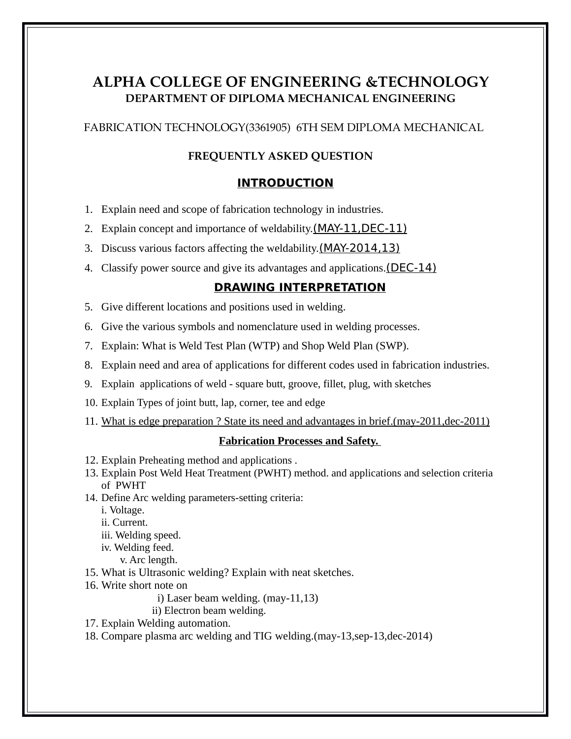# ALPHA COLLEGE OF ENGINEERING &TECHNOLOGY

## DEPARTMENT OF DIPLOMA MECHANICAL ENGINEERING

FABRICATION TECHNOLOGY(3361905) 6TH SEM DIPLOMA MECHANICAL

**FREQUENTLY ASKED QUESTION**

### INTRODUCTION

1. Explain need and scope of fabrication technology in industries.
2. Explain concept and importance of weldability.(MAY-11,DEC-11)
3. Discuss various factors affecting the weldability.(MAY-2014,13)
4. Classify power source and give its advantages and applications.(DEC-14)

### DRAWING INTERPRETATION

5. Give different locations and positions used in welding.
6. Give the various symbols and nomenclature used in welding processes.
7. Explain: What is Weld Test Plan (WTP) and Shop Weld Plan (SWP).
8. Explain need and area of applications for different codes used in fabrication industries.
9. Explain applications of weld - square butt, groove, fillet, plug, with sketches
10. Explain Types of joint butt, lap, corner, tee and edge
11. What is edge preparation ? State its need and advantages in brief.(may-2011,dec-2011)

### Fabrication Processes and Safety.

12. Explain Preheating method and applications .
13. Explain Post Weld Heat Treatment (PWHT) method. and applications and selection criteria of PWHT
14. Define Arc welding parameters-setting criteria:
    i. Voltage.
    ii. Current.
    iii. Welding speed.
    iv. Welding feed.
    v. Arc length.
15. What is Ultrasonic welding? Explain with neat sketches.
16. Write short note on
    i) Laser beam welding. (may-11,13)
    ii) Electron beam welding.
17. Explain Welding automation.
18. Compare plasma arc welding and TIG welding.(may-13,sep-13,dec-2014)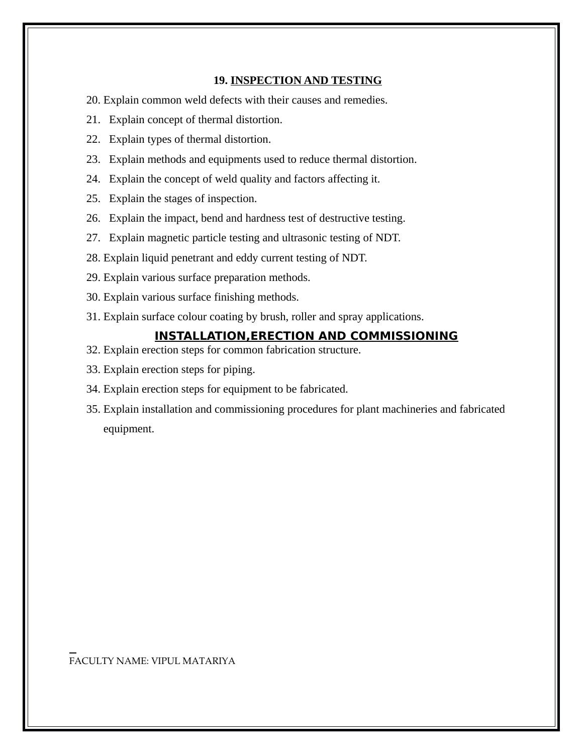## 19. INSPECTION AND TESTING

20. Explain common weld defects with their causes and remedies.
21. Explain concept of thermal distortion.
22. Explain types of thermal distortion.
23. Explain methods and equipments used to reduce thermal distortion.
24. Explain the concept of weld quality and factors affecting it.
25. Explain the stages of inspection.
26. Explain the impact, bend and hardness test of destructive testing.
27. Explain magnetic particle testing and ultrasonic testing of NDT.
28. Explain liquid penetrant and eddy current testing of NDT.
29. Explain various surface preparation methods.
30. Explain various surface finishing methods.
31. Explain surface colour coating by brush, roller and spray applications.

## INSTALLATION,ERECTION AND COMMISSIONING

32. Explain erection steps for common fabrication structure.
33. Explain erection steps for piping.
34. Explain erection steps for equipment to be fabricated.
35. Explain installation and commissioning procedures for plant machineries and fabricated equipment.

FACULTY NAME: VIPUL MATARIYA